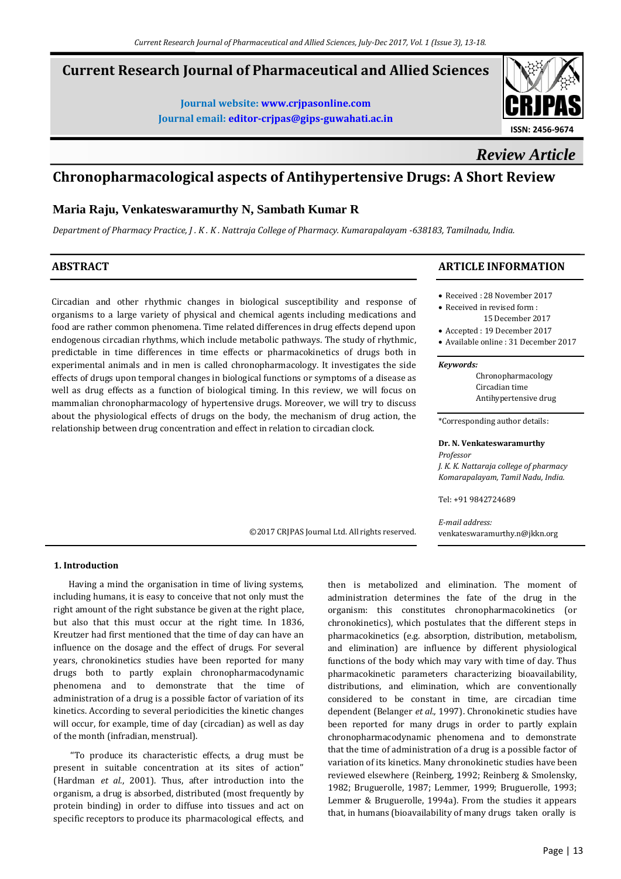# Current Research Journal of Pharmaceutical and Allied Sciences

**Journal website: www.crjpasonline.com**

**Journal email: editor-crjpas@gips-guwahati.ac.in**

ISSN: 2456-9674

*Review Article*

# Chronopharmacological aspects of Antihypertensive Drugs: A Short Review

## Maria Raju, Venkateswaramurthy N, Sambath Kumar R

*Department of Pharmacy Practice, J . K . K . Nattraja College of Pharmacy. Kumarapalayam -638183, Tamilnadu, India.*

## ABSTRACT

Circadian and other rhythmic changes in biological susceptibility and response of organisms to a large variety of physical and chemical agents including medications and food are rather common phenomena. Time related differences in drug effects depend upon endogenous circadian rhythms, which include metabolic pathways. The study of rhythmic, predictable in time differences in time effects or pharmacokinetics of drugs both in experimental animals and in men is called chronopharmacology. It investigates the side effects of drugs upon temporal changes in biological functions or symptoms of a disease as well as drug effects as a function of biological timing. In this review, we will focus on mammalian chronopharmacology of hypertensive drugs. Moreover, we will try to discuss about the physiological effects of drugs on the body, the mechanism of drug action, the relationship between drug concentration and effect in relation to circadian clock.

©2017 CRJPAS Journal Ltd. All rights reserved.

## ARTICLE INFORMATION

- Received : 28 November 2017
- Received in revised form : 15 December 2017
- Accepted : 19 December 2017
- Available online : 31 December 2017

***Keywords:***

Chronopharmacology
Circadian time
Antihypertensive drug

*Corresponding author details:

**Dr. N. Venkateswaramurthy**
*Professor*
*J. K. K. Nattaraja college of pharmacy*
*Komarapalayam, Tamil Nadu, India.*

Tel: +91 9842724689

*E-mail address:*
venkateswaramurthy.n@jkkn.org

### 1. Introduction

Having a mind the organisation in time of living systems, including humans, it is easy to conceive that not only must the right amount of the right substance be given at the right place, but also that this must occur at the right time. In 1836, Kreutzer had first mentioned that the time of day can have an influence on the dosage and the effect of drugs. For several years, chronokinetics studies have been reported for many drugs both to partly explain chronopharmacodynamic phenomena and to demonstrate that the time of administration of a drug is a possible factor of variation of its kinetics. According to several periodicities the kinetic changes will occur, for example, time of day (circadian) as well as day of the month (infradian, menstrual).

"To produce its characteristic effects, a drug must be present in suitable concentration at its sites of action" (Hardman *et al.*, 2001). Thus, after introduction into the organism, a drug is absorbed, distributed (most frequently by protein binding) in order to diffuse into tissues and act on specific receptors to produce its pharmacological effects, and then is metabolized and elimination. The moment of administration determines the fate of the drug in the organism: this constitutes chronopharmacokinetics (or chronokinetics), which postulates that the different steps in pharmacokinetics (e.g. absorption, distribution, metabolism, and elimination) are influence by different physiological functions of the body which may vary with time of day. Thus pharmacokinetic parameters characterizing bioavailability, distributions, and elimination, which are conventionally considered to be constant in time, are circadian time dependent (Belanger *et al.,* 1997). Chronokinetic studies have been reported for many drugs in order to partly explain chronopharmacodynamic phenomena and to demonstrate that the time of administration of a drug is a possible factor of variation of its kinetics. Many chronokinetic studies have been reviewed elsewhere (Reinberg, 1992; Reinberg & Smolensky, 1982; Bruguerolle, 1987; Lemmer, 1999; Bruguerolle, 1993; Lemmer & Bruguerolle, 1994a). From the studies it appears that, in humans (bioavailability of many drugs taken orally is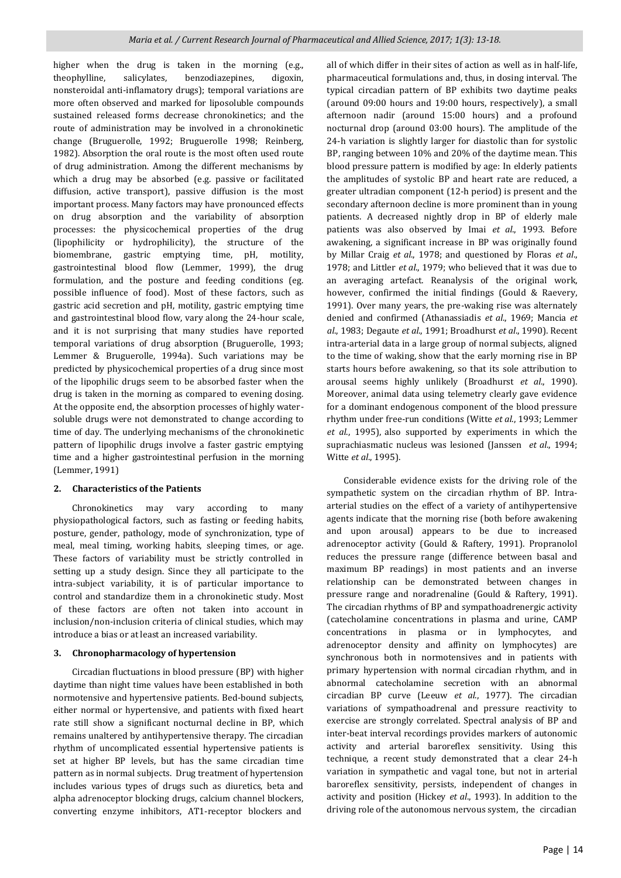higher when the drug is taken in the morning (e.g., theophylline, salicylates, benzodiazepines, digoxin, nonsteroidal anti-inflamatory drugs); temporal variations are more often observed and marked for liposoluble compounds sustained released forms decrease chronokinetics; and the route of administration may be involved in a chronokinetic change (Bruguerolle, 1992; Bruguerolle 1998; Reinberg, 1982). Absorption the oral route is the most often used route of drug administration. Among the different mechanisms by which a drug may be absorbed (e.g. passive or facilitated diffusion, active transport), passive diffusion is the most important process. Many factors may have pronounced effects on drug absorption and the variability of absorption processes: the physicochemical properties of the drug (lipophilicity or hydrophilicity), the structure of the biomembrane, gastric emptying time, pH, motility, gastrointestinal blood flow (Lemmer, 1999), the drug formulation, and the posture and feeding conditions (eg. possible influence of food). Most of these factors, such as gastric acid secretion and pH, motility, gastric emptying time and gastrointestinal blood flow, vary along the 24-hour scale, and it is not surprising that many studies have reported temporal variations of drug absorption (Bruguerolle, 1993; Lemmer & Bruguerolle, 1994a). Such variations may be predicted by physicochemical properties of a drug since most of the lipophilic drugs seem to be absorbed faster when the drug is taken in the morning as compared to evening dosing. At the opposite end, the absorption processes of highly water-soluble drugs were not demonstrated to change according to time of day. The underlying mechanisms of the chronokinetic pattern of lipophilic drugs involve a faster gastric emptying time and a higher gastrointestinal perfusion in the morning (Lemmer, 1991)

## 2. Characteristics of the Patients

Chronokinetics may vary according to many physiopathological factors, such as fasting or feeding habits, posture, gender, pathology, mode of synchronization, type of meal, meal timing, working habits, sleeping times, or age. These factors of variability must be strictly controlled in setting up a study design. Since they all participate to the intra-subject variability, it is of particular importance to control and standardize them in a chronokinetic study. Most of these factors are often not taken into account in inclusion/non-inclusion criteria of clinical studies, which may introduce a bias or at least an increased variability.

## 3. Chronopharmacology of hypertension

Circadian fluctuations in blood pressure (BP) with higher daytime than night time values have been established in both normotensive and hypertensive patients. Bed-bound subjects, either normal or hypertensive, and patients with fixed heart rate still show a significant nocturnal decline in BP, which remains unaltered by antihypertensive therapy. The circadian rhythm of uncomplicated essential hypertensive patients is set at higher BP levels, but has the same circadian time pattern as in normal subjects. Drug treatment of hypertension includes various types of drugs such as diuretics, beta and alpha adrenoceptor blocking drugs, calcium channel blockers, converting enzyme inhibitors, AT1-receptor blockers and all of which differ in their sites of action as well as in half-life, pharmaceutical formulations and, thus, in dosing interval. The typical circadian pattern of BP exhibits two daytime peaks (around 09:00 hours and 19:00 hours, respectively), a small afternoon nadir (around 15:00 hours) and a profound nocturnal drop (around 03:00 hours). The amplitude of the 24-h variation is slightly larger for diastolic than for systolic BP, ranging between 10% and 20% of the daytime mean. This blood pressure pattern is modified by age: In elderly patients the amplitudes of systolic BP and heart rate are reduced, a greater ultradian component (12-h period) is present and the secondary afternoon decline is more prominent than in young patients. A decreased nightly drop in BP of elderly male patients was also observed by Imai *et al*., 1993. Before awakening, a significant increase in BP was originally found by Millar Craig *et al*., 1978; and questioned by Floras *et al*., 1978; and Littler *et al*., 1979; who believed that it was due to an averaging artefact. Reanalysis of the original work, however, confirmed the initial findings (Gould & Raevery, 1991). Over many years, the pre-waking rise was alternately denied and confirmed (Athanassiadis *et al*., 1969; Mancia *et al*., 1983; Degaute *et al*., 1991; Broadhurst *et al*., 1990). Recent intra-arterial data in a large group of normal subjects, aligned to the time of waking, show that the early morning rise in BP starts hours before awakening, so that its sole attribution to arousal seems highly unlikely (Broadhurst *et al*., 1990). Moreover, animal data using telemetry clearly gave evidence for a dominant endogenous component of the blood pressure rhythm under free-run conditions (Witte *et al*., 1993; Lemmer *et al*., 1995), also supported by experiments in which the suprachiasmatic nucleus was lesioned (Janssen *et al*., 1994; Witte *et al*., 1995).

Considerable evidence exists for the driving role of the sympathetic system on the circadian rhythm of BP. Intra-arterial studies on the effect of a variety of antihypertensive agents indicate that the morning rise (both before awakening and upon arousal) appears to be due to increased adrenoceptor activity (Gould & Raftery, 1991). Propranolol reduces the pressure range (difference between basal and maximum BP readings) in most patients and an inverse relationship can be demonstrated between changes in pressure range and noradrenaline (Gould & Raftery, 1991). The circadian rhythms of BP and sympathoadrenergic activity (catecholamine concentrations in plasma and urine, CAMP concentrations in plasma or in lymphocytes, and adrenoceptor density and affinity on lymphocytes) are synchronous both in normotensives and in patients with primary hypertension with normal circadian rhythm, and in abnormal catecholamine secretion with an abnormal circadian BP curve (Leeuw *et al*., 1977). The circadian variations of sympathoadrenal and pressure reactivity to exercise are strongly correlated. Spectral analysis of BP and inter-beat interval recordings provides markers of autonomic activity and arterial baroreflex sensitivity. Using this technique, a recent study demonstrated that a clear 24-h variation in sympathetic and vagal tone, but not in arterial baroreflex sensitivity, persists, independent of changes in activity and position (Hickey *et al*., 1993). In addition to the driving role of the autonomous nervous system, the circadian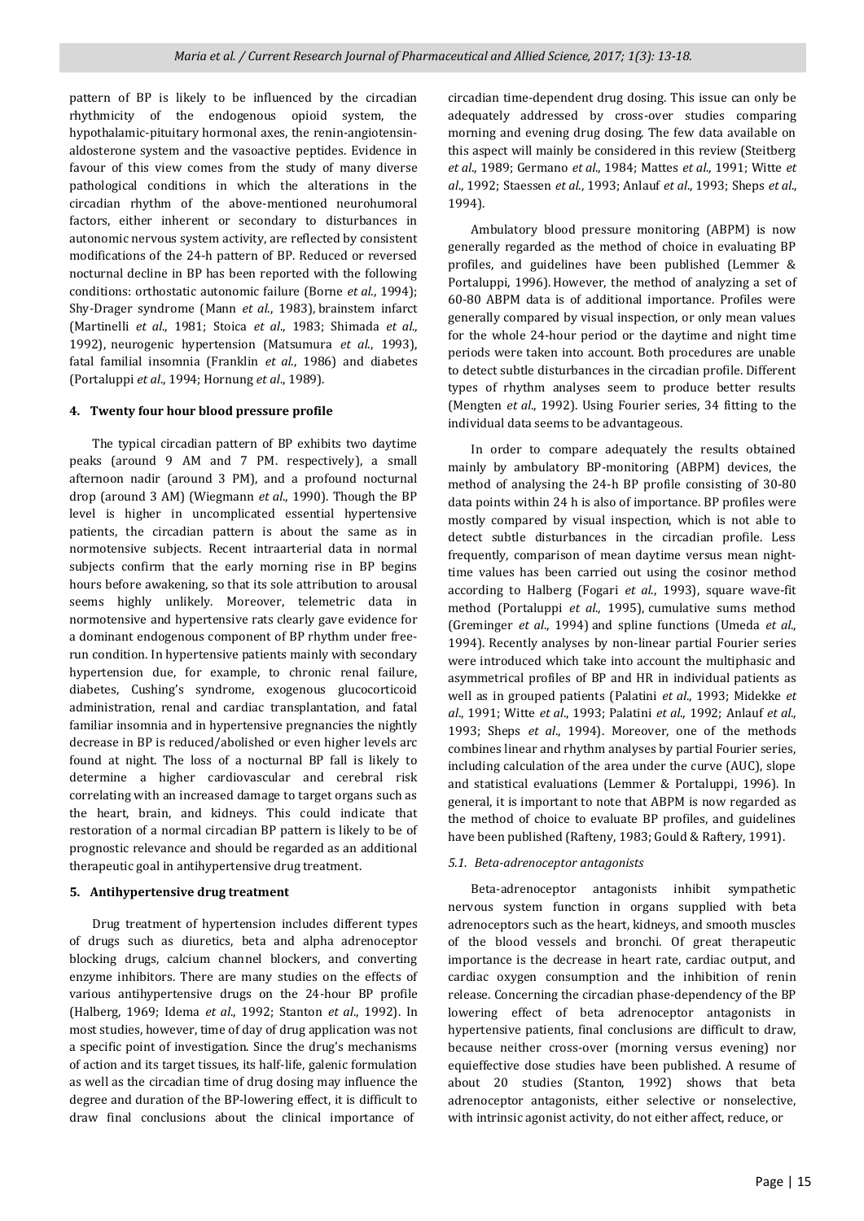pattern of BP is likely to be influenced by the circadian rhythmicity of the endogenous opioid system, the hypothalamic-pituitary hormonal axes, the renin-angiotensin-aldosterone system and the vasoactive peptides. Evidence in favour of this view comes from the study of many diverse pathological conditions in which the alterations in the circadian rhythm of the above-mentioned neurohumoral factors, either inherent or secondary to disturbances in autonomic nervous system activity, are reflected by consistent modifications of the 24-h pattern of BP. Reduced or reversed nocturnal decline in BP has been reported with the following conditions: orthostatic autonomic failure (Borne *et al.*, 1994); Shy-Drager syndrome (Mann *et al.*, 1983), brainstem infarct (Martinelli *et al*., 1981; Stoica *et al*., 1983; Shimada *et al*., 1992), neurogenic hypertension (Matsumura *et al*., 1993), fatal familial insomnia (Franklin *et al*., 1986) and diabetes (Portaluppi *et al*., 1994; Hornung *et al*., 1989).

## 4. Twenty four hour blood pressure profile

The typical circadian pattern of BP exhibits two daytime peaks (around 9 AM and 7 PM. respectively), a small afternoon nadir (around 3 PM), and a profound nocturnal drop (around 3 AM) (Wiegmann *et al*., 1990). Though the BP level is higher in uncomplicated essential hypertensive patients, the circadian pattern is about the same as in normotensive subjects. Recent intraarterial data in normal subjects confirm that the early morning rise in BP begins hours before awakening, so that its sole attribution to arousal seems highly unlikely. Moreover, telemetric data in normotensive and hypertensive rats clearly gave evidence for a dominant endogenous component of BP rhythm under free-run condition. In hypertensive patients mainly with secondary hypertension due, for example, to chronic renal failure, diabetes, Cushing's syndrome, exogenous glucocorticoid administration, renal and cardiac transplantation, and fatal familiar insomnia and in hypertensive pregnancies the nightly decrease in BP is reduced/abolished or even higher levels arc found at night. The loss of a nocturnal BP fall is likely to determine a higher cardiovascular and cerebral risk correlating with an increased damage to target organs such as the heart, brain, and kidneys. This could indicate that restoration of a normal circadian BP pattern is likely to be of prognostic relevance and should be regarded as an additional therapeutic goal in antihypertensive drug treatment.

## 5. Antihypertensive drug treatment

Drug treatment of hypertension includes different types of drugs such as diuretics, beta and alpha adrenoceptor blocking drugs, calcium channel blockers, and converting enzyme inhibitors. There are many studies on the effects of various antihypertensive drugs on the 24-hour BP profile (Halberg, 1969; Idema *et al*., 1992; Stanton *et al*., 1992). In most studies, however, time of day of drug application was not a specific point of investigation. Since the drug's mechanisms of action and its target tissues, its half-life, galenic formulation as well as the circadian time of drug dosing may influence the degree and duration of the BP-lowering effect, it is difficult to draw final conclusions about the clinical importance of circadian time-dependent drug dosing. This issue can only be adequately addressed by cross-over studies comparing morning and evening drug dosing. The few data available on this aspect will mainly be considered in this review (Steitberg *et al*., 1989; Germano *et al*., 1984; Mattes *et al*., 1991; Witte *et al*., 1992; Staessen *et al*., 1993; Anlauf *et al*., 1993; Sheps *et al*., 1994).

Ambulatory blood pressure monitoring (ABPM) is now generally regarded as the method of choice in evaluating BP profiles, and guidelines have been published (Lemmer & Portaluppi, 1996). However, the method of analyzing a set of 60-80 ABPM data is of additional importance. Profiles were generally compared by visual inspection, or only mean values for the whole 24-hour period or the daytime and night time periods were taken into account. Both procedures are unable to detect subtle disturbances in the circadian profile. Different types of rhythm analyses seem to produce better results (Mengten *et al*., 1992). Using Fourier series, 34 fitting to the individual data seems to be advantageous.

In order to compare adequately the results obtained mainly by ambulatory BP-monitoring (ABPM) devices, the method of analysing the 24-h BP profile consisting of 30-80 data points within 24 h is also of importance. BP profiles were mostly compared by visual inspection, which is not able to detect subtle disturbances in the circadian profile. Less frequently, comparison of mean daytime versus mean night-time values has been carried out using the cosinor method according to Halberg (Fogari *et al*., 1993), square wave-fit method (Portaluppi *et al*., 1995), cumulative sums method (Greminger *et al*., 1994) and spline functions (Umeda *et al*., 1994). Recently analyses by non-linear partial Fourier series were introduced which take into account the multiphasic and asymmetrical profiles of BP and HR in individual patients as well as in grouped patients (Palatini *et al*., 1993; Midekke *et al*., 1991; Witte *et al*., 1993; Palatini *et al*., 1992; Anlauf *et al*., 1993; Sheps *et al*., 1994). Moreover, one of the methods combines linear and rhythm analyses by partial Fourier series, including calculation of the area under the curve (AUC), slope and statistical evaluations (Lemmer & Portaluppi, 1996). In general, it is important to note that ABPM is now regarded as the method of choice to evaluate BP profiles, and guidelines have been published (Rafteny, 1983; Gould & Raftery, 1991).

### 5.1. Beta-adrenoceptor antagonists

Beta-adrenoceptor antagonists inhibit sympathetic nervous system function in organs supplied with beta adrenoceptors such as the heart, kidneys, and smooth muscles of the blood vessels and bronchi. Of great therapeutic importance is the decrease in heart rate, cardiac output, and cardiac oxygen consumption and the inhibition of renin release. Concerning the circadian phase-dependency of the BP lowering effect of beta adrenoceptor antagonists in hypertensive patients, final conclusions are difficult to draw, because neither cross-over (morning versus evening) nor equieffective dose studies have been published. A resume of about 20 studies (Stanton, 1992) shows that beta adrenoceptor antagonists, either selective or nonselective, with intrinsic agonist activity, do not either affect, reduce, or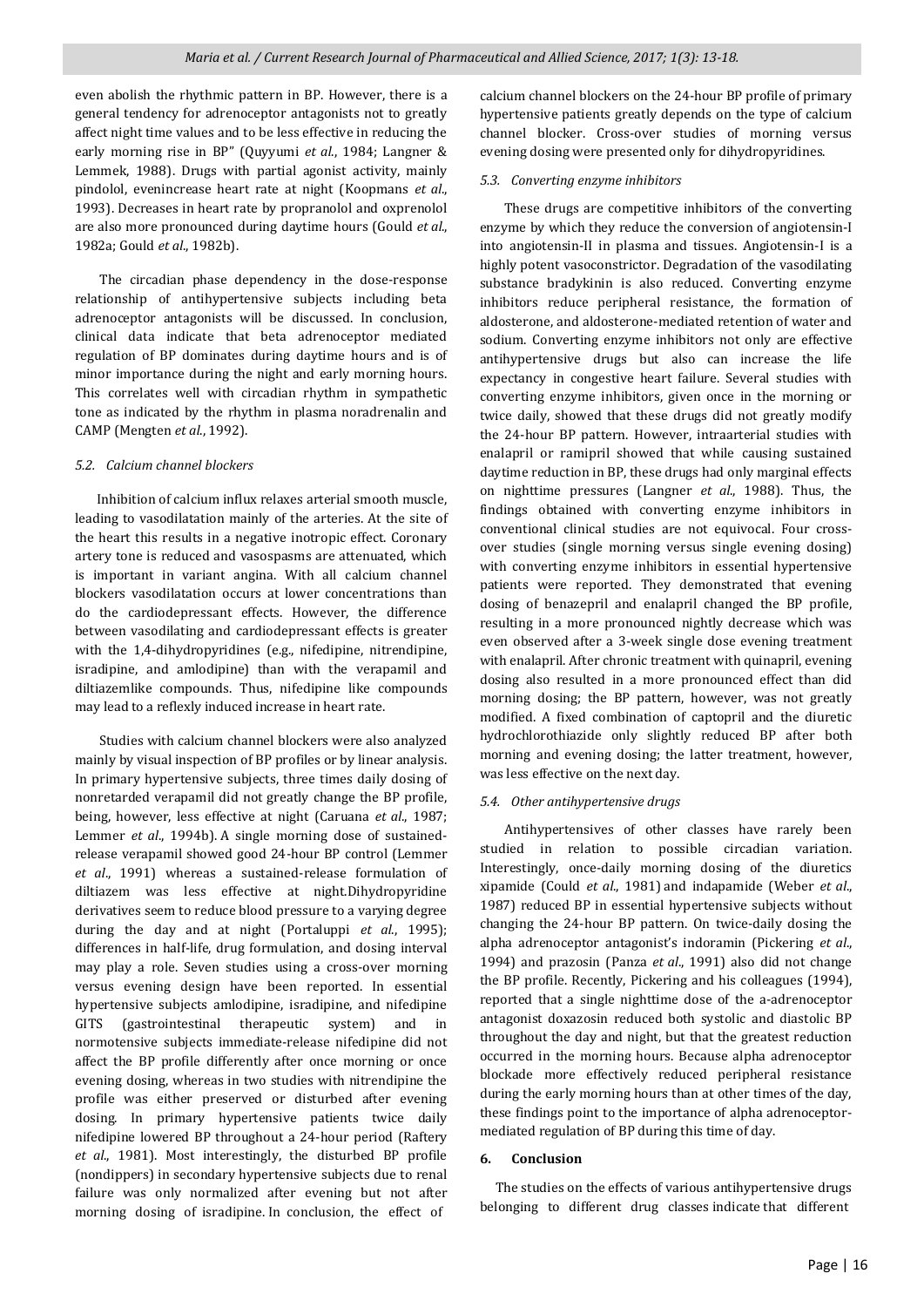even abolish the rhythmic pattern in BP. However, there is a general tendency for adrenoceptor antagonists not to greatly affect night time values and to be less effective in reducing the early morning rise in BP" (Quyyumi *et al*., 1984; Langner & Lemmek, 1988). Drugs with partial agonist activity, mainly pindolol, evenincrease heart rate at night (Koopmans *et al*., 1993). Decreases in heart rate by propranolol and oxprenolol are also more pronounced during daytime hours (Gould *et al*., 1982a; Gould *et al*., 1982b).

The circadian phase dependency in the dose-response relationship of antihypertensive subjects including beta adrenoceptor antagonists will be discussed. In conclusion, clinical data indicate that beta adrenoceptor mediated regulation of BP dominates during daytime hours and is of minor importance during the night and early morning hours. This correlates well with circadian rhythm in sympathetic tone as indicated by the rhythm in plasma noradrenalin and CAMP (Mengten *et al*., 1992).

### *5.2. Calcium channel blockers*

Inhibition of calcium influx relaxes arterial smooth muscle, leading to vasodilatation mainly of the arteries. At the site of the heart this results in a negative inotropic effect. Coronary artery tone is reduced and vasospasms are attenuated, which is important in variant angina. With all calcium channel blockers vasodilatation occurs at lower concentrations than do the cardiodepressant effects. However, the difference between vasodilating and cardiodepressant effects is greater with the 1,4-dihydropyridines (e.g., nifedipine, nitrendipine, isradipine, and amlodipine) than with the verapamil and diltiazemlike compounds. Thus, nifedipine like compounds may lead to a reflexly induced increase in heart rate.

Studies with calcium channel blockers were also analyzed mainly by visual inspection of BP profiles or by linear analysis. In primary hypertensive subjects, three times daily dosing of nonretarded verapamil did not greatly change the BP profile, being, however, less effective at night (Caruana *et al*., 1987; Lemmer *et al*., 1994b). A single morning dose of sustained-release verapamil showed good 24-hour BP control (Lemmer *et al*., 1991) whereas a sustained-release formulation of diltiazem was less effective at night.Dihydropyridine derivatives seem to reduce blood pressure to a varying degree during the day and at night (Portaluppi *et al*., 1995); differences in half-life, drug formulation, and dosing interval may play a role. Seven studies using a cross-over morning versus evening design have been reported. In essential hypertensive subjects amlodipine, isradipine, and nifedipine GITS (gastrointestinal therapeutic system) and in normotensive subjects immediate-release nifedipine did not affect the BP profile differently after once morning or once evening dosing, whereas in two studies with nitrendipine the profile was either preserved or disturbed after evening dosing. In primary hypertensive patients twice daily nifedipine lowered BP throughout a 24-hour period (Raftery *et al*., 1981). Most interestingly, the disturbed BP profile (nondippers) in secondary hypertensive subjects due to renal failure was only normalized after evening but not after morning dosing of isradipine. In conclusion, the effect of calcium channel blockers on the 24-hour BP profile of primary hypertensive patients greatly depends on the type of calcium channel blocker. Cross-over studies of morning versus evening dosing were presented only for dihydropyridines.

### *5.3. Converting enzyme inhibitors*

These drugs are competitive inhibitors of the converting enzyme by which they reduce the conversion of angiotensin-I into angiotensin-II in plasma and tissues. Angiotensin-I is a highly potent vasoconstrictor. Degradation of the vasodilating substance bradykinin is also reduced. Converting enzyme inhibitors reduce peripheral resistance, the formation of aldosterone, and aldosterone-mediated retention of water and sodium. Converting enzyme inhibitors not only are effective antihypertensive drugs but also can increase the life expectancy in congestive heart failure. Several studies with converting enzyme inhibitors, given once in the morning or twice daily, showed that these drugs did not greatly modify the 24-hour BP pattern. However, intraarterial studies with enalapril or ramipril showed that while causing sustained daytime reduction in BP, these drugs had only marginal effects on nighttime pressures (Langner *et al*., 1988). Thus, the findings obtained with converting enzyme inhibitors in conventional clinical studies are not equivocal. Four cross-over studies (single morning versus single evening dosing) with converting enzyme inhibitors in essential hypertensive patients were reported. They demonstrated that evening dosing of benazepril and enalapril changed the BP profile, resulting in a more pronounced nightly decrease which was even observed after a 3-week single dose evening treatment with enalapril. After chronic treatment with quinapril, evening dosing also resulted in a more pronounced effect than did morning dosing; the BP pattern, however, was not greatly modified. A fixed combination of captopril and the diuretic hydrochlorothiazide only slightly reduced BP after both morning and evening dosing; the latter treatment, however, was less effective on the next day.

### *5.4. Other antihypertensive drugs*

Antihypertensives of other classes have rarely been studied in relation to possible circadian variation. Interestingly, once-daily morning dosing of the diuretics xipamide (Could *et al*., 1981) and indapamide (Weber *et al*., 1987) reduced BP in essential hypertensive subjects without changing the 24-hour BP pattern. On twice-daily dosing the alpha adrenoceptor antagonist's indoramin (Pickering *et al*., 1994) and prazosin (Panza *et al*., 1991) also did not change the BP profile. Recently, Pickering and his colleagues (1994), reported that a single nighttime dose of the a-adrenoceptor antagonist doxazosin reduced both systolic and diastolic BP throughout the day and night, but that the greatest reduction occurred in the morning hours. Because alpha adrenoceptor blockade more effectively reduced peripheral resistance during the early morning hours than at other times of the day, these findings point to the importance of alpha adrenoceptor-mediated regulation of BP during this time of day.

## 6. Conclusion

The studies on the effects of various antihypertensive drugs belonging to different drug classes indicate that different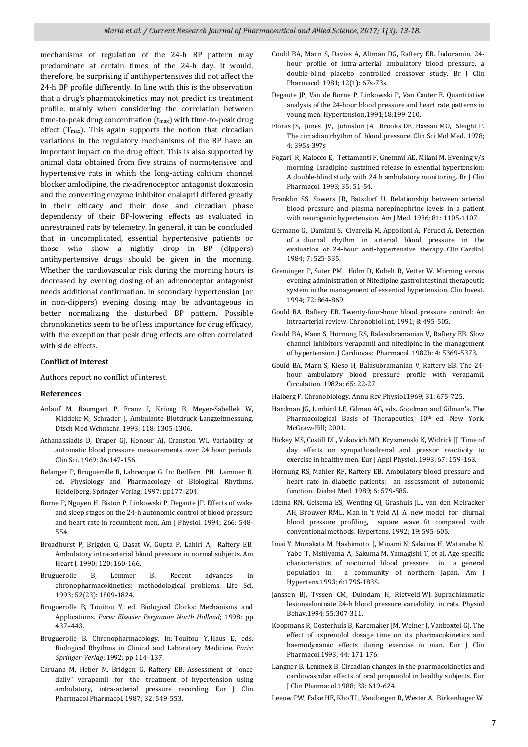mechanisms of regulation of the 24-h BP pattern may predominate at certain times of the 24-h day. It would, therefore, be surprising if antihypertensives did not affect the 24-h BP profile differently. In line with this is the observation that a drug's pharmacokinetics may not predict its treatment profile, mainly when considering the correlation between time-to-peak drug concentration ($t_{max}$) with time-to-peak drug effect ($T_{max}$). This again supports the notion that circadian variations in the regulatory mechanisms of the BP have an important impact on the drug effect. This is also supported by animal data obtained from five strains of normotensive and hypertensive rats in which the long-acting calcium channel blocker amlodipine, the rx-adrenoceptor antagonist doxazosin and the converting enzyme inhibitor enalapril differed greatly in their efficacy and their dose and circadian phase dependency of their BP-lowering effects as evaluated in unrestrained rats by telemetry. In general, it can be concluded that in uncomplicated, essential hypertensive patients or those who show a nightly drop in BP (dippers) antihypertensive drugs should be given in the morning. Whether the cardiovascular risk during the morning hours is decreased by evening dosing of an adrenoceptor antagonist needs additional confirmation. In secondary hypertension (or in non-dippers) evening dosing may be advantageous in better normalizing the disturbed BP pattern. Possible chronokinetics seem to be of less importance for drug efficacy, with the exception that peak drug effects are often correlated with side effects.

### Conflict of interest

Authors report no conflict of interest.

### References

Anlauf M, Baumgart P, Franz I, Krönig B, Meyer-Sabellek W, Middeke M, Schrader J. Ambulante Blutdruck-Langzeitmessung. Dtsch Med Wchnschr. 1993; 118: 1305-1306.

Athanassiadis D, Draper GJ, Honour AJ, Cranston WI. Variability of automatic blood pressure measurements over 24 hour periods. Clin Sci. 1969; 36:147-156.

Belanger P, Bruguerolle B, Labrecque G. In: Redfern PH, Lemmer B, ed. Physiology and Pharmacology of Biological Rhythms. Heidelberg: Springer-Verlag; 1997: pp177-204.

Borne P, Nguyen H, Biston P, Linkowski P, Degaute JP. Effects of wake and sleep stages on the 24-h autonomic control of blood pressure and heart rate in recumbent men. Am J Physiol. 1994; 266: 548-554.

Broadhurst P, Brigden G, Dasat W, Gupta P, Lahiri A, Raftery EB. Ambulatory intra-arterial blood pressure in normal subjects. Am Heart J. 1990; 120: 160-166.

Bruguerolle B, Lemmer B. Recent advances in chronopharmacokinetics: methodological problems. Life Sci. 1993; 52(23): 1809-1824.

Bruguerolle B, Touitou Y, ed. Biological Clocks: Mechanisms and Applications. *Paris: Elsevier Pergamon North Holland*; 1998: pp 437–443.

Bruguerolle B. Chronopharmacology. In: Touitou Y, Haus E, eds. Biological Rhythms in Clinical and Laboratory Medicine. *Paris: Springer-Verlag*; 1992: pp 114–137.

Caruana M, Heber M, Bridgen G, Raftery EB. Assessment of ''once daily" verapamil for the treatment of hypertension using ambulatory, intra-arterial pressure recording. Eur J Clin Pharmacol Pharmacol. 1987; 32: 549-553.

Could BA, Mann S, Davies A, Altman DG, Raftery EB. Indoramin. 24-hour profile of intra-arterial ambulatory blood pressure, a double-blind placebo controlled crossover study. Br J Clin Pharmacol. 1981; 12(1): 67s-73s.

Degaute JP, Van de Borne P, Linkowski P, Van Cauter E. Quantitative analysis of the 24-hour blood pressure and heart rate patterns in young men. Hypertension.1991;18:199-210.

Floras JS, Jones JV, Johnston JA, Brooks DE, Hassan MO, Sleight P. The circadian rhythm of blood pressure. Clin Sci Mol Med. 1978; 4: 395s-397s

Fogari R, Malocco E, Tettamanti F, Gnemmi AE, Milani M. Evening v/s morning Isradipine sustained release in essential hypertension: A double-blind study with 24 h ambulatory monitoring. Br J Clin Pharmacol. 1993; 35: 51-54.

Franklin SS, Sowers JR, Batzdorf U. Relationship between arterial blood pressure and plasma norepinephrine levels in a patient with neurogenic hypertension. Am J Med. 1986; 81: 1105-1107.

Germano G, Damiani S, Civarella M, Appolloni A, Ferucci A. Detection of a diurnal rhythm in arterial blood pressure in the evaluation of 24-hour anti-hypertensive therapy. Clin Cardiol. 1984; 7: 525-535.

Greminger P, Suter PM, Holm D, Kobelt R, Vetter W. Morning versus evening administration of Nifedipine gastrointestinal therapeutic system in the management of essential hypertension. Clin Invest. 1994; 72: 864-869.

Gould BA, Raftery EB. Twenty-four-hour blood pressure control: An intraarterial review. Chronobiol Int. 1991; 8: 495-505.

Gould BA, Mann S, Hornung RS, Balasubramanian V, Raftery EB. Slow channel inhibitors verapamil and nifedipine in the management of hypertension. J Cardiovasc Pharmacol. 1982b: 4: 5369-5373.

Gould BA, Mann S, Kieso H, Balasubramanian V, Raftery EB. The 24-hour ambulatory blood pressure profile with verapamil. Circulation. 1982a; 65: 22-27.

Halberg F. Chronobiology. Annu Rev Physiol.1969; 31: 675-725.

Hardman JG, Limbird LE, Gilman AG, eds. Goodman and Gilman's. The Pharmacological Basis of Therapeutics, 10th ed. New York*:* McGraw-Hill; 2001.

Hickey MS, Costill DL, Vukovich MD, Kryzmenski K, Widrick JJ. Time of day effects on sympathoadrenal and pressor reactivity to exercise in healthy men. Eur J Appl Physiol. 1993; 67: 159-163.

Hornung RS, Mahler RF, Raftery EB. Ambulatory blood pressure and heart rate in diabetic patients: an assessment of autonomic function. Diabet Med. 1989; 6: 579-585.

Idema RN, Gelsema ES, Wenting GJ, Grashuis JL., van den Meiracker AH, Brouwer RML, Man in 't Veld AJ. A new model for diurnal blood pressure profiling, square wave fit compared with conventional methods. Hypertens. 1992; 19: 595-605.

Imai Y, Munakata M, Hashimoto J, Minami N, Sakuma H, Watanabe N, Yabe T, Nishiyama A, Sakuma M, Yamagishi T, et al. Age-specific characteristics of nocturnal blood pressure in a general population in a community of northern Japan. Am J Hypertens.1993; 6:179S-183S.

Janssen BJ, Tyssen CM, Duindam H, Rietveld WJ. Suprachiasmatic lesionseliminate 24-h blood pressure variability in rats. Physiol Behav.1994; 55:307-311.

Koopmans R, Oosterhuis B, Karemaker JM, Weiner J, Vanboxtei GJ. The effect of oxprenolol dosage time on its pharmacokinetics and haemodynamic effects during exercise in man. Eur J Clin Pharmacol.1993; 44: 171-176.

Langner B, Lemmek B. Circadian changes in the pharmacokinetics and cardiovascular effects of oral propanolol in healthy subjects. Eur J Clin Pharmacol.1988; 33: 619-624.

Leeuw PW, Falke HE, Kho TL, Vandongen R, Wester A, Birkenhager W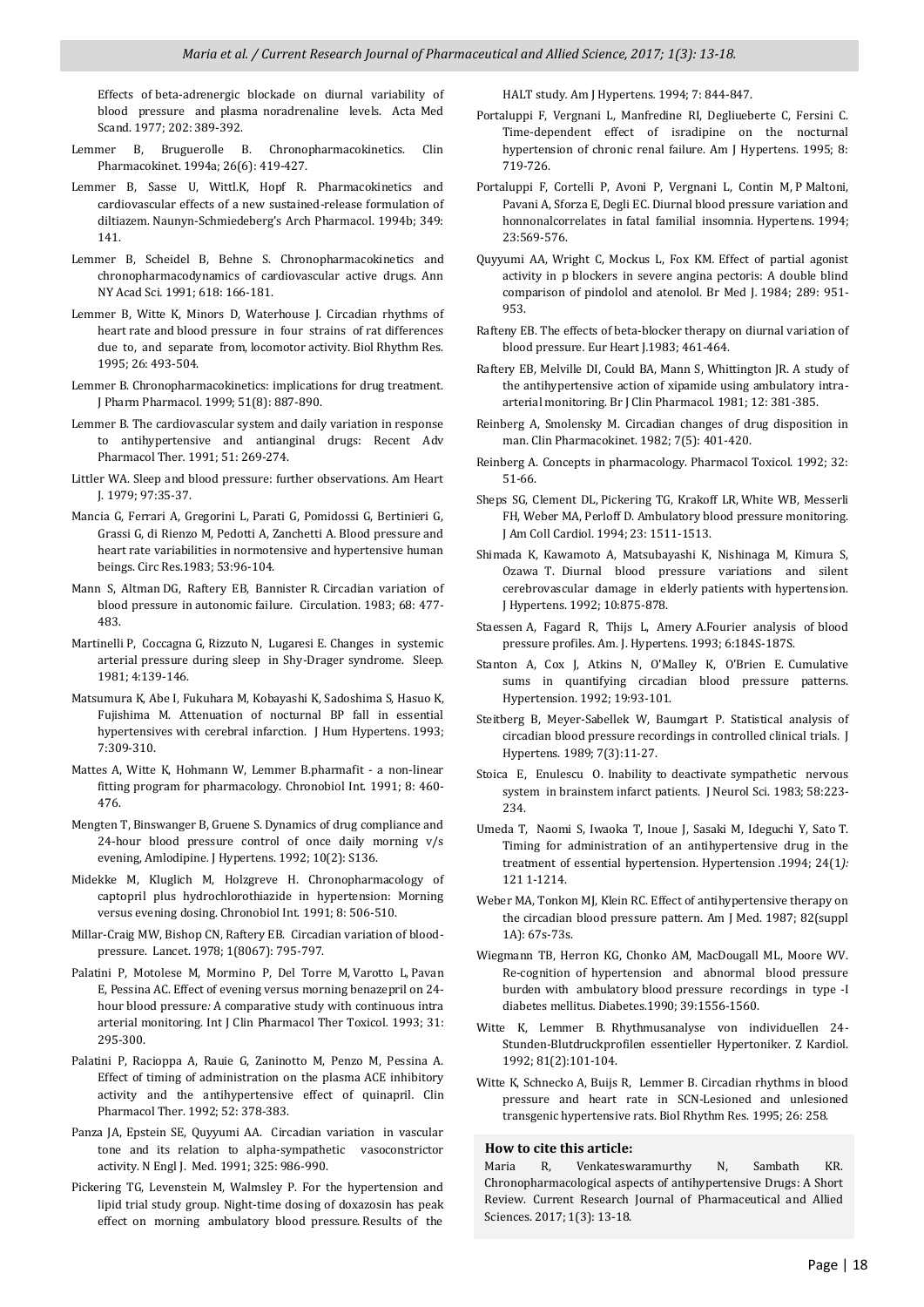Effects of beta-adrenergic blockade on diurnal variability of blood pressure and plasma noradrenaline levels. Acta Med Scand. 1977; 202: 389-392.

Lemmer B, Bruguerolle B. Chronopharmacokinetics. Clin Pharmacokinet. 1994a; 26(6): 419-427.

Lemmer B, Sasse U, Wittl.K, Hopf R. Pharmacokinetics and cardiovascular effects of a new sustained-release formulation of diltiazem. Naunyn-Schmiedeberg's Arch Pharmacol. 1994b; 349: 141.

Lemmer B, Scheidel B, Behne S. Chronopharmacokinetics and chronopharmacodynamics of cardiovascular active drugs. Ann NY Acad Sci. 1991; 618: 166-181.

Lemmer B, Witte K, Minors D, Waterhouse J. Circadian rhythms of heart rate and blood pressure in four strains of rat differences due to, and separate from, locomotor activity. Biol Rhythm Res. 1995; 26: 493-504.

Lemmer B. Chronopharmacokinetics: implications for drug treatment. J Pharm Pharmacol. 1999; 51(8): 887-890.

Lemmer B. The cardiovascular system and daily variation in response to antihypertensive and antianginal drugs: Recent Adv Pharmacol Ther. 1991; 51: 269-274.

Littler WA. Sleep and blood pressure: further observations. Am Heart J. 1979; 97:35-37.

Mancia G, Ferrari A, Gregorini L, Parati G, Pomidossi G, Bertinieri G, Grassi G, di Rienzo M, Pedotti A, Zanchetti A. Blood pressure and heart rate variabilities in normotensive and hypertensive human beings. Circ Res.1983; 53:96-104.

Mann S, Altman DG, Raftery EB, Bannister R. Circadian variation of blood pressure in autonomic failure. Circulation. 1983; 68: 477-483.

Martinelli P, Coccagna G, Rizzuto N, Lugaresi E. Changes in systemic arterial pressure during sleep in Shy-Drager syndrome. Sleep. 1981; 4:139-146.

Matsumura K, Abe I, Fukuhara M, Kobayashi K, Sadoshima S, Hasuo K, Fujishima M. Attenuation of nocturnal BP fall in essential hypertensives with cerebral infarction. J Hum Hypertens. 1993; 7:309-310.

Mattes A, Witte K, Hohmann W, Lemmer B.pharmafit - a non-linear fitting program for pharmacology. Chronobiol Int. 1991; 8: 460-476.

Mengten T, Binswanger B, Gruene S. Dynamics of drug compliance and 24-hour blood pressure control of once daily morning v/s evening, Amlodipine. J Hypertens. 1992; 10(2): S136.

Midekke M, Kluglich M, Holzgreve H. Chronopharmacology of captopril plus hydrochlorothiazide in hypertension: Morning versus evening dosing. Chronobiol Int. 1991; 8: 506-510.

Millar-Craig MW, Bishop CN, Raftery EB. Circadian variation of blood-pressure. Lancet. 1978; 1(8067): 795-797.

Palatini P, Motolese M, Mormino P, Del Torre M, Varotto L, Pavan E, Pessina AC. Effect of evening versus morning benazepril on 24-hour blood pressure: A comparative study with continuous intra arterial monitoring. Int J Clin Pharmacol Ther Toxicol. 1993; 31: 295-300.

Palatini P, Racioppa A, Rauie G, Zaninotto M, Penzo M, Pessina A. Effect of timing of administration on the plasma ACE inhibitory activity and the antihypertensive effect of quinapril. Clin Pharmacol Ther. 1992; 52: 378-383.

Panza JA, Epstein SE, Quyyumi AA. Circadian variation in vascular tone and its relation to alpha-sympathetic vasoconstrictor activity. N Engl J. Med. 1991; 325: 986-990.

Pickering TG, Levenstein M, Walmsley P. For the hypertension and lipid trial study group. Night-time dosing of doxazosin has peak effect on morning ambulatory blood pressure. Results of the HALT study. Am J Hypertens. 1994; 7: 844-847.

Portaluppi F, Vergnani L, Manfredine RI, Degliueberte C, Fersini C. Time-dependent effect of isradipine on the nocturnal hypertension of chronic renal failure. Am J Hypertens. 1995; 8: 719-726.

Portaluppi F, Cortelli P, Avoni P, Vergnani L, Contin M, P Maltoni, Pavani A, Sforza E, Degli EC. Diurnal blood pressure variation and honnonalcorrelates in fatal familial insomnia. Hypertens. 1994; 23:569-576.

Quyyumi AA, Wright C, Mockus L, Fox KM. Effect of partial agonist activity in p blockers in severe angina pectoris: A double blind comparison of pindolol and atenolol. Br Med J. 1984; 289: 951-953.

Rafteny EB. The effects of beta-blocker therapy on diurnal variation of blood pressure. Eur Heart J.1983; 461-464.

Raftery EB, Melville DI, Could BA, Mann S, Whittington JR. A study of the antihypertensive action of xipamide using ambulatory intra-arterial monitoring. Br J Clin Pharmacol. 1981; 12: 381-385.

Reinberg A, Smolensky M. Circadian changes of drug disposition in man. Clin Pharmacokinet. 1982; 7(5): 401-420.

Reinberg A. Concepts in pharmacology. Pharmacol Toxicol. 1992; 32: 51-66.

Sheps SG, Clement DL, Pickering TG, Krakoff LR, White WB, Messerli FH, Weber MA, Perloff D. Ambulatory blood pressure monitoring. J Am Coll Cardiol. 1994; 23: 1511-1513.

Shimada K, Kawamoto A, Matsubayashi K, Nishinaga M, Kimura S, Ozawa T. Diurnal blood pressure variations and silent cerebrovascular damage in elderly patients with hypertension. J Hypertens. 1992; 10:875-878.

Staessen A, Fagard R, Thijs L, Amery A.Fourier analysis of blood pressure profiles. Am. J. Hypertens. 1993; 6:184S-187S.

Stanton A, Cox J, Atkins N, O'Malley K, O'Brien E. Cumulative sums in quantifying circadian blood pressure patterns. Hypertension. 1992; 19:93-101.

Steitberg B, Meyer-Sabellek W, Baumgart P. Statistical analysis of circadian blood pressure recordings in controlled clinical trials. J Hypertens. 1989; 7(3):11-27.

Stoica E, Enulescu O. Inability to deactivate sympathetic nervous system in brainstem infarct patients. J Neurol Sci. 1983; 58:223-234.

Umeda T, Naomi S, Iwaoka T, Inoue J, Sasaki M, Ideguchi Y, Sato T. Timing for administration of an antihypertensive drug in the treatment of essential hypertension. Hypertension .1994; 24(1*):* 121 1-1214.

Weber MA, Tonkon MJ, Klein RC. Effect of antihypertensive therapy on the circadian blood pressure pattern. Am J Med. 1987; 82(suppl 1A): 67s-73s.

Wiegmann TB, Herron KG, Chonko AM, MacDougall ML, Moore WV. Re-cognition of hypertension and abnormal blood pressure burden with ambulatory blood pressure recordings in type -I diabetes mellitus. Diabetes.1990; 39:1556-1560.

Witte K, Lemmer B. Rhythmusanalyse von individuellen 24-Stunden-Blutdruckprofilen essentieller Hypertoniker. Z Kardiol. 1992; 81(2):101-104.

Witte K, Schnecko A, Buijs R, Lemmer B. Circadian rhythms in blood pressure and heart rate in SCN-Lesioned and unlesioned transgenic hypertensive rats. Biol Rhythm Res. 1995; 26: 258.

**How to cite this article:**

Maria R, Venkateswaramurthy N, Sambath KR. Chronopharmacological aspects of antihypertensive Drugs: A Short Review. Current Research Journal of Pharmaceutical and Allied Sciences. 2017; 1(3): 13-18.